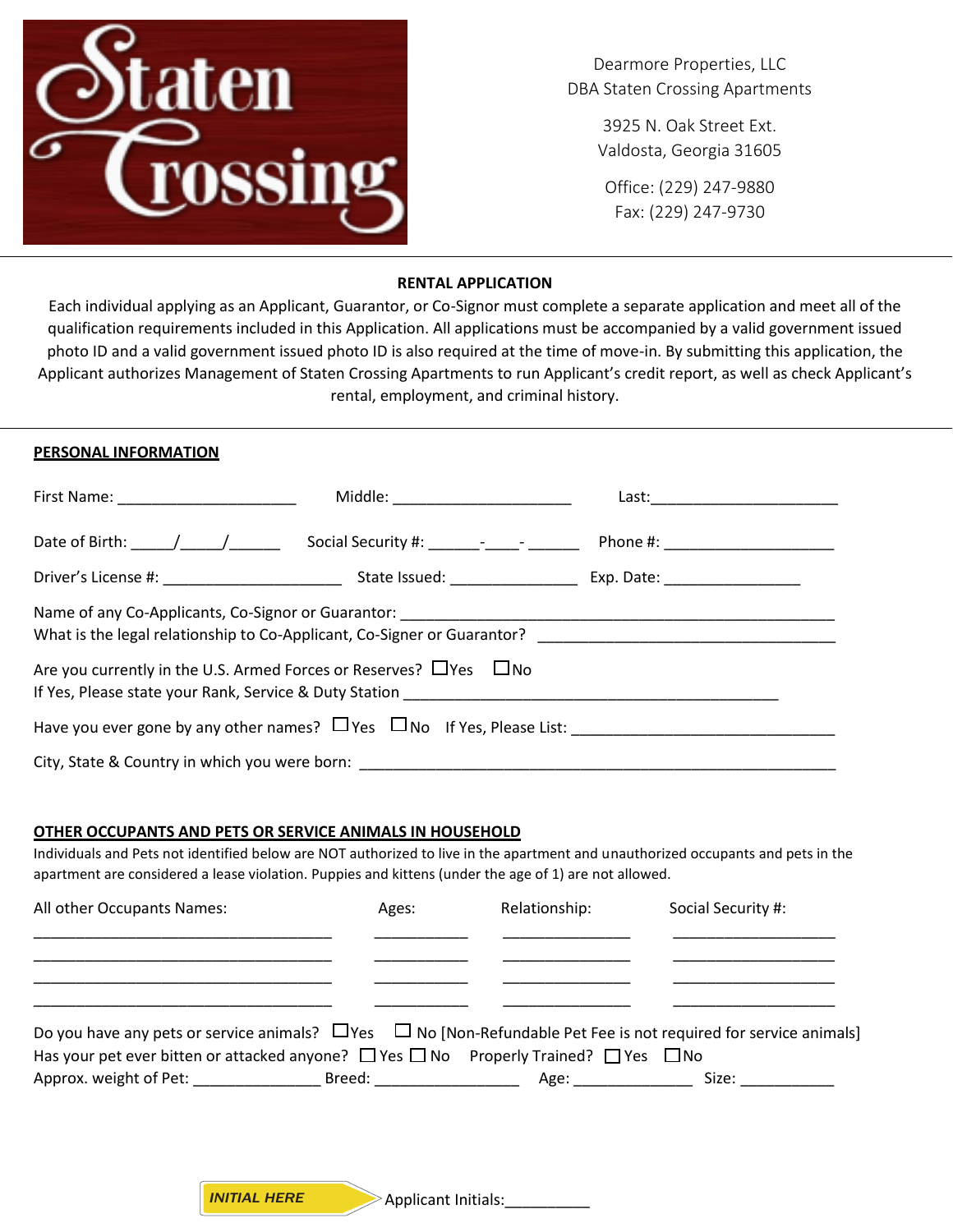**Staten Crossing**

Dearmore Properties, LLC
DBA Staten Crossing Apartments

3925 N. Oak Street Ext.
Valdosta, Georgia 31605

Office: (229) 247-9880
Fax: (229) 247-9730

---

## RENTAL APPLICATION

Each individual applying as an Applicant, Guarantor, or Co-Signor must complete a separate application and meet all of the qualification requirements included in this Application. All applications must be accompanied by a valid government issued photo ID and a valid government issued photo ID is also required at the time of move-in. By submitting this application, the Applicant authorizes Management of Staten Crossing Apartments to run Applicant's credit report, as well as check Applicant's rental, employment, and criminal history.

---

### PERSONAL INFORMATION

First Name: _____________________ Middle: _____________________ Last:______________________

Date of Birth: _____/_____/______ Social Security #: ______-____- ______ Phone #: ____________________

Driver's License #: _____________________ State Issued: _______________ Exp. Date: ________________

Name of any Co-Applicants, Co-Signor or Guarantor: _____________________________________________________
What is the legal relationship to Co-Applicant, Co-Signer or Guarantor? ___________________________________

Are you currently in the U.S. Armed Forces or Reserves? ☐Yes ☐No
If Yes, Please state your Rank, Service & Duty Station _____________________________________________

Have you ever gone by any other names? ☐Yes ☐No If Yes, Please List: ______________________________

City, State & Country in which you were born: _________________________________________________________

### OTHER OCCUPANTS AND PETS OR SERVICE ANIMALS IN HOUSEHOLD

Individuals and Pets not identified below are NOT authorized to live in the apartment and unauthorized occupants and pets in the apartment are considered a lease violation. Puppies and kittens (under the age of 1) are not allowed.

| All other Occupants Names: | Ages: | Relationship: | Social Security #: |
|---|---|---|---|
| ___________________________________ | ___________ | _______________ | ___________________ |
| ___________________________________ | ___________ | _______________ | ___________________ |
| ___________________________________ | ___________ | _______________ | ___________________ |
| ___________________________________ | ___________ | _______________ | ___________________ |

Do you have any pets or service animals? ☐Yes ☐ No [Non-Refundable Pet Fee is not required for service animals]
Has your pet ever bitten or attacked anyone? ☐ Yes ☐ No Properly Trained? ☐ Yes ☐No
Approx. weight of Pet: _______________ Breed: _________________ Age: ______________ Size: ___________

**INITIAL HERE** Applicant Initials:__________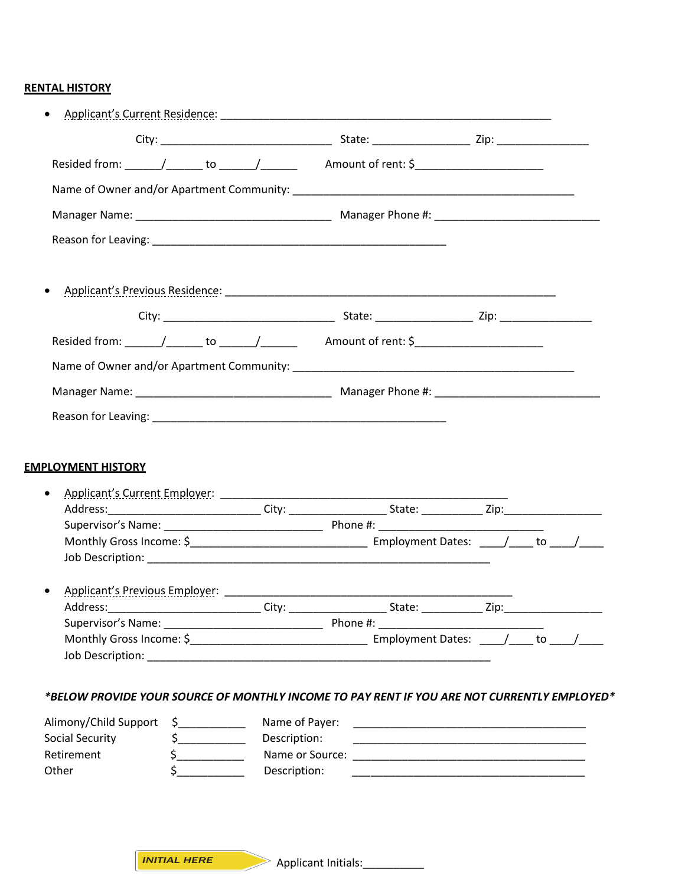**RENTAL HISTORY**

- Applicant's Current Residence: ___________________________________________________________

  City: _______________________________ State: _________________ Zip: ________________

  Resided from: ______/______ to ______/______ Amount of rent: $______________________

  Name of Owner and/or Apartment Community: ___________________________________________________

  Manager Name: ___________________________________ Manager Phone #: _____________________________

  Reason for Leaving: _____________________________________________________

- Applicant's Previous Residence: ___________________________________________________________

  City: _______________________________ State: _________________ Zip: ________________

  Resided from: ______/______ to ______/______ Amount of rent: $______________________

  Name of Owner and/or Apartment Community: ___________________________________________________

  Manager Name: ___________________________________ Manager Phone #: _____________________________

  Reason for Leaving: _____________________________________________________

**EMPLOYMENT HISTORY**

- Applicant's Current Employer: ____________________________________________________
  Address:____________________________ City: _________________ State: ___________ Zip:_________________
  Supervisor's Name: ____________________________ Phone #: _____________________________
  Monthly Gross Income: $________________________________ Employment Dates: ____/____ to ____/____
  Job Description: ______________________________________________________________

- Applicant's Previous Employer: ____________________________________________________
  Address:____________________________ City: _________________ State: ___________ Zip:_________________
  Supervisor's Name: ____________________________ Phone #: _____________________________
  Monthly Gross Income: $________________________________ Employment Dates: ____/____ to ____/____
  Job Description: ______________________________________________________________

***BELOW PROVIDE YOUR SOURCE OF MONTHLY INCOME TO PAY RENT IF YOU ARE NOT CURRENTLY EMPLOYED***

| | | | |
|---|---|---|---|
| Alimony/Child Support | $___________ | Name of Payer: | __________________________________________ |
| Social Security | $___________ | Description: | __________________________________________ |
| Retirement | $___________ | Name or Source: | __________________________________________ |
| Other | $___________ | Description: | __________________________________________ |

*INITIAL HERE* Applicant Initials:__________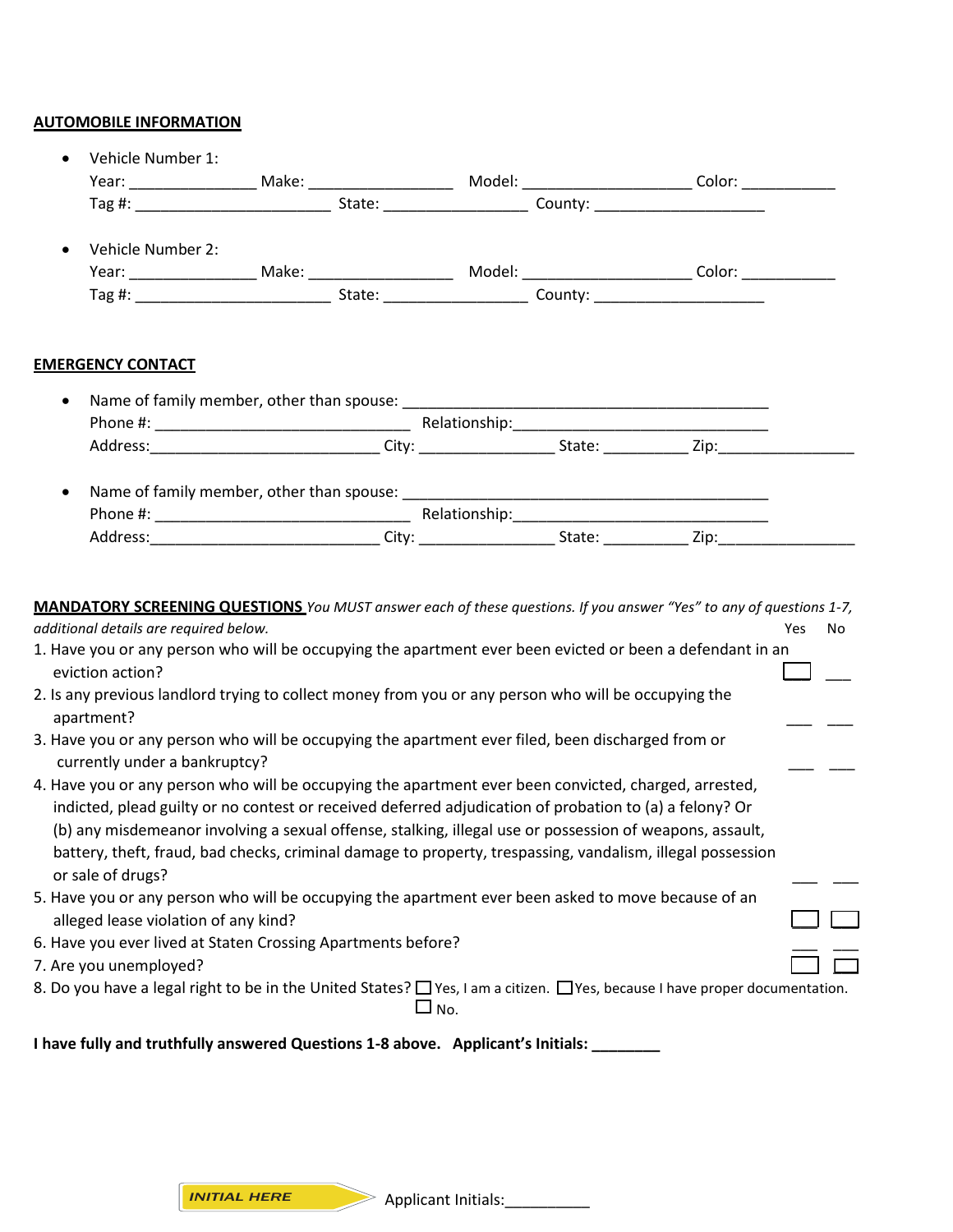**AUTOMOBILE INFORMATION**

- Vehicle Number 1:
  Year: _______________ Make: _________________ Model: ____________________ Color: ___________
  Tag #: _______________________ State: _________________ County: ____________________

- Vehicle Number 2:
  Year: _______________ Make: _________________ Model: ____________________ Color: ___________
  Tag #: _______________________ State: _________________ County: ____________________

**EMERGENCY CONTACT**

- Name of family member, other than spouse: ____________________________________________
  Phone #: ______________________________ Relationship:_____________________________
  Address:___________________________ City: ________________ State: __________ Zip:________________

- Name of family member, other than spouse: ____________________________________________
  Phone #: ______________________________ Relationship:_____________________________
  Address:___________________________ City: ________________ State: __________ Zip:________________

**MANDATORY SCREENING QUESTIONS** *You MUST answer each of these questions. If you answer "Yes" to any of questions 1-7, additional details are required below.*

| Question | Yes | No |
|---|---|---|
| 1. Have you or any person who will be occupying the apartment ever been evicted or been a defendant in an eviction action? | ☐ | ___ |
| 2. Is any previous landlord trying to collect money from you or any person who will be occupying the apartment? | ___ | ___ |
| 3. Have you or any person who will be occupying the apartment ever filed, been discharged from or currently under a bankruptcy? | ___ | ___ |
| 4. Have you or any person who will be occupying the apartment ever been convicted, charged, arrested, indicted, plead guilty or no contest or received deferred adjudication of probation to (a) a felony? Or (b) any misdemeanor involving a sexual offense, stalking, illegal use or possession of weapons, assault, battery, theft, fraud, bad checks, criminal damage to property, trespassing, vandalism, illegal possession or sale of drugs? | ___ | ___ |
| 5. Have you or any person who will be occupying the apartment ever been asked to move because of an alleged lease violation of any kind? | ☐ | ☐ |
| 6. Have you ever lived at Staten Crossing Apartments before? | ___ | ___ |
| 7. Are you unemployed? | ☐ | ☐ |

8. Do you have a legal right to be in the United States? ☐ Yes, I am a citizen. ☐ Yes, because I have proper documentation. ☐ No.

**I have fully and truthfully answered Questions 1-8 above. Applicant's Initials: ________**

*INITIAL HERE* Applicant Initials:__________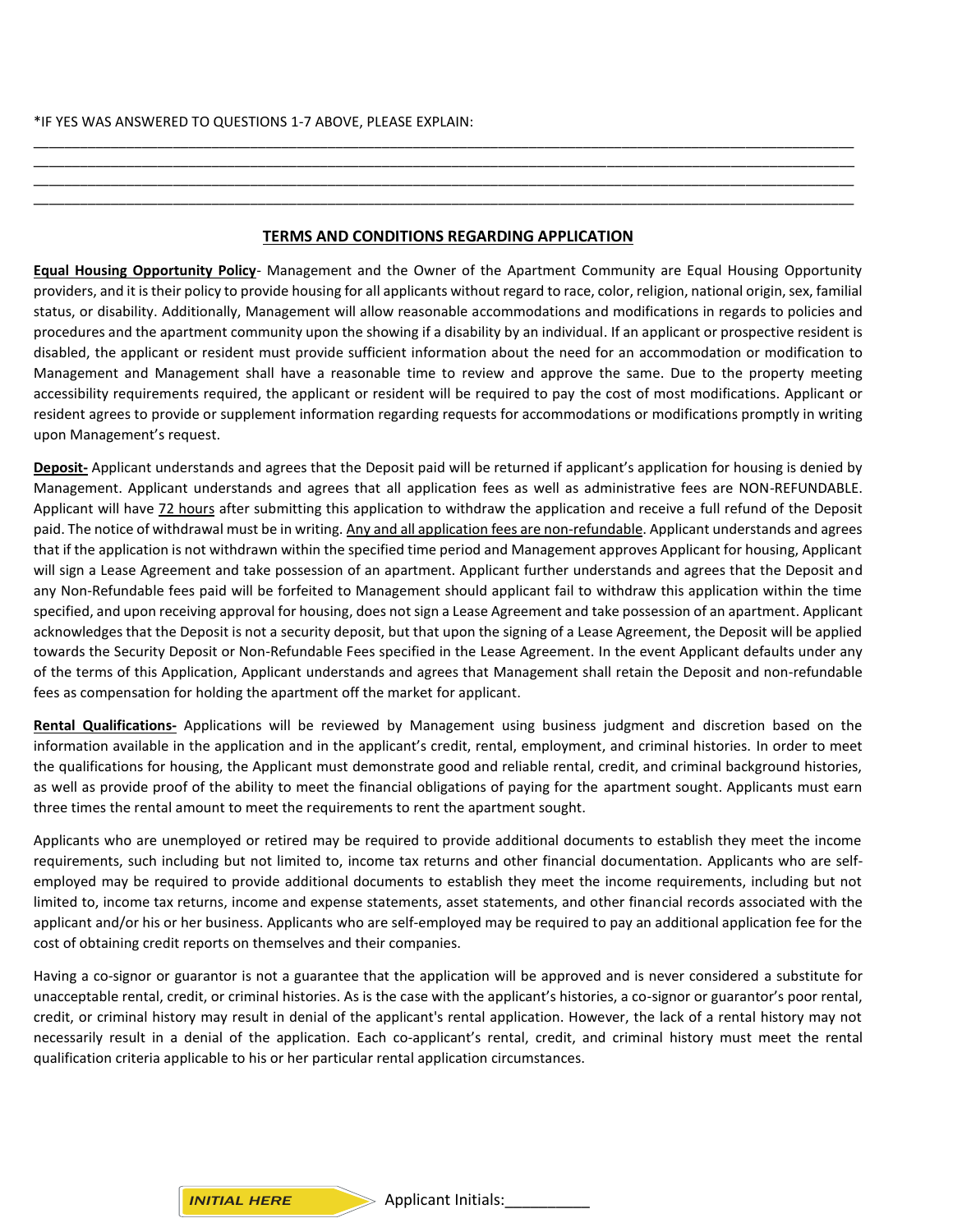*IF YES WAS ANSWERED TO QUESTIONS 1-7 ABOVE, PLEASE EXPLAIN:

______________________________________________________________________________________________

______________________________________________________________________________________________

______________________________________________________________________________________________

______________________________________________________________________________________________

## TERMS AND CONDITIONS REGARDING APPLICATION

**Equal Housing Opportunity Policy**- Management and the Owner of the Apartment Community are Equal Housing Opportunity providers, and it is their policy to provide housing for all applicants without regard to race, color, religion, national origin, sex, familial status, or disability. Additionally, Management will allow reasonable accommodations and modifications in regards to policies and procedures and the apartment community upon the showing if a disability by an individual. If an applicant or prospective resident is disabled, the applicant or resident must provide sufficient information about the need for an accommodation or modification to Management and Management shall have a reasonable time to review and approve the same. Due to the property meeting accessibility requirements required, the applicant or resident will be required to pay the cost of most modifications. Applicant or resident agrees to provide or supplement information regarding requests for accommodations or modifications promptly in writing upon Management's request.

**Deposit-** Applicant understands and agrees that the Deposit paid will be returned if applicant's application for housing is denied by Management. Applicant understands and agrees that all application fees as well as administrative fees are NON-REFUNDABLE. Applicant will have 72 hours after submitting this application to withdraw the application and receive a full refund of the Deposit paid. The notice of withdrawal must be in writing. Any and all application fees are non-refundable. Applicant understands and agrees that if the application is not withdrawn within the specified time period and Management approves Applicant for housing, Applicant will sign a Lease Agreement and take possession of an apartment. Applicant further understands and agrees that the Deposit and any Non-Refundable fees paid will be forfeited to Management should applicant fail to withdraw this application within the time specified, and upon receiving approval for housing, does not sign a Lease Agreement and take possession of an apartment. Applicant acknowledges that the Deposit is not a security deposit, but that upon the signing of a Lease Agreement, the Deposit will be applied towards the Security Deposit or Non-Refundable Fees specified in the Lease Agreement. In the event Applicant defaults under any of the terms of this Application, Applicant understands and agrees that Management shall retain the Deposit and non-refundable fees as compensation for holding the apartment off the market for applicant.

**Rental Qualifications-** Applications will be reviewed by Management using business judgment and discretion based on the information available in the application and in the applicant's credit, rental, employment, and criminal histories. In order to meet the qualifications for housing, the Applicant must demonstrate good and reliable rental, credit, and criminal background histories, as well as provide proof of the ability to meet the financial obligations of paying for the apartment sought. Applicants must earn three times the rental amount to meet the requirements to rent the apartment sought.

Applicants who are unemployed or retired may be required to provide additional documents to establish they meet the income requirements, such including but not limited to, income tax returns and other financial documentation. Applicants who are self-employed may be required to provide additional documents to establish they meet the income requirements, including but not limited to, income tax returns, income and expense statements, asset statements, and other financial records associated with the applicant and/or his or her business. Applicants who are self-employed may be required to pay an additional application fee for the cost of obtaining credit reports on themselves and their companies.

Having a co-signor or guarantor is not a guarantee that the application will be approved and is never considered a substitute for unacceptable rental, credit, or criminal histories. As is the case with the applicant's histories, a co-signor or guarantor's poor rental, credit, or criminal history may result in denial of the applicant's rental application. However, the lack of a rental history may not necessarily result in a denial of the application. Each co-applicant's rental, credit, and criminal history must meet the rental qualification criteria applicable to his or her particular rental application circumstances.

*INITIAL HERE* Applicant Initials:__________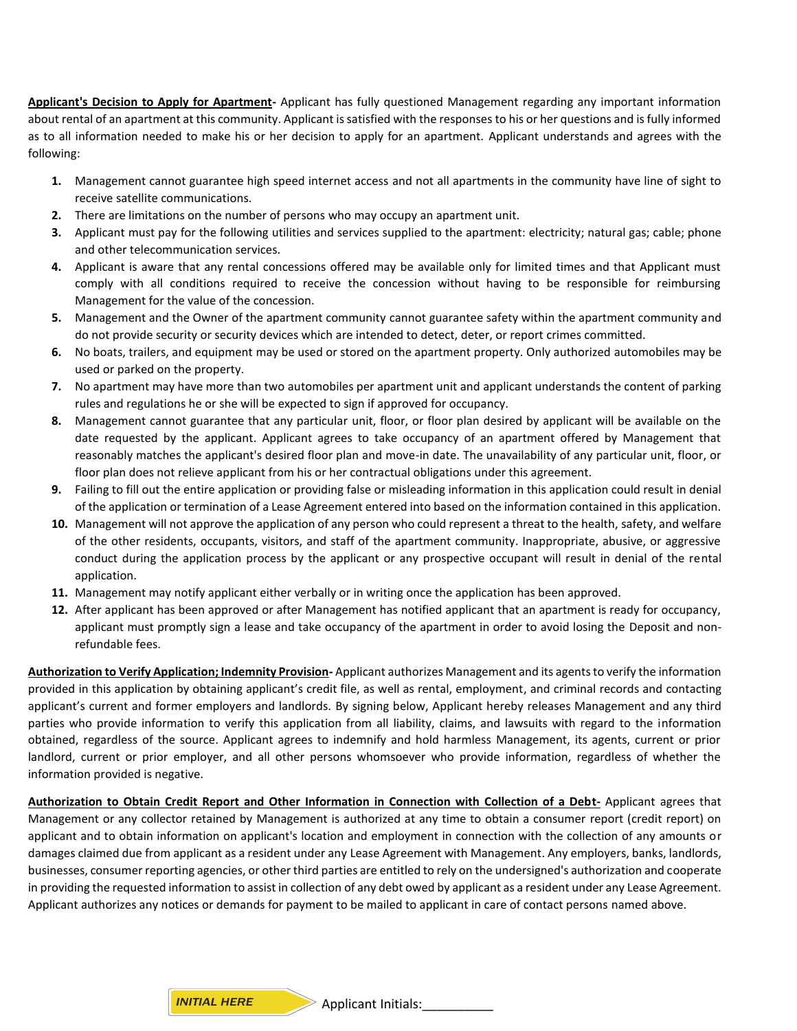**<u>Applicant's Decision to Apply for Apartment</u>-** Applicant has fully questioned Management regarding any important information about rental of an apartment at this community. Applicant is satisfied with the responses to his or her questions and is fully informed as to all information needed to make his or her decision to apply for an apartment. Applicant understands and agrees with the following:

1. Management cannot guarantee high speed internet access and not all apartments in the community have line of sight to receive satellite communications.
2. There are limitations on the number of persons who may occupy an apartment unit.
3. Applicant must pay for the following utilities and services supplied to the apartment: electricity; natural gas; cable; phone and other telecommunication services.
4. Applicant is aware that any rental concessions offered may be available only for limited times and that Applicant must comply with all conditions required to receive the concession without having to be responsible for reimbursing Management for the value of the concession.
5. Management and the Owner of the apartment community cannot guarantee safety within the apartment community and do not provide security or security devices which are intended to detect, deter, or report crimes committed.
6. No boats, trailers, and equipment may be used or stored on the apartment property. Only authorized automobiles may be used or parked on the property.
7. No apartment may have more than two automobiles per apartment unit and applicant understands the content of parking rules and regulations he or she will be expected to sign if approved for occupancy.
8. Management cannot guarantee that any particular unit, floor, or floor plan desired by applicant will be available on the date requested by the applicant. Applicant agrees to take occupancy of an apartment offered by Management that reasonably matches the applicant's desired floor plan and move-in date. The unavailability of any particular unit, floor, or floor plan does not relieve applicant from his or her contractual obligations under this agreement.
9. Failing to fill out the entire application or providing false or misleading information in this application could result in denial of the application or termination of a Lease Agreement entered into based on the information contained in this application.
10. Management will not approve the application of any person who could represent a threat to the health, safety, and welfare of the other residents, occupants, visitors, and staff of the apartment community. Inappropriate, abusive, or aggressive conduct during the application process by the applicant or any prospective occupant will result in denial of the rental application.
11. Management may notify applicant either verbally or in writing once the application has been approved.
12. After applicant has been approved or after Management has notified applicant that an apartment is ready for occupancy, applicant must promptly sign a lease and take occupancy of the apartment in order to avoid losing the Deposit and non-refundable fees.

**<u>Authorization to Verify Application; Indemnity Provision</u>-** Applicant authorizes Management and its agents to verify the information provided in this application by obtaining applicant's credit file, as well as rental, employment, and criminal records and contacting applicant's current and former employers and landlords. By signing below, Applicant hereby releases Management and any third parties who provide information to verify this application from all liability, claims, and lawsuits with regard to the information obtained, regardless of the source. Applicant agrees to indemnify and hold harmless Management, its agents, current or prior landlord, current or prior employer, and all other persons whomsoever who provide information, regardless of whether the information provided is negative.

**<u>Authorization to Obtain Credit Report and Other Information in Connection with Collection of a Debt</u>-** Applicant agrees that Management or any collector retained by Management is authorized at any time to obtain a consumer report (credit report) on applicant and to obtain information on applicant's location and employment in connection with the collection of any amounts or damages claimed due from applicant as a resident under any Lease Agreement with Management. Any employers, banks, landlords, businesses, consumer reporting agencies, or other third parties are entitled to rely on the undersigned's authorization and cooperate in providing the requested information to assist in collection of any debt owed by applicant as a resident under any Lease Agreement. Applicant authorizes any notices or demands for payment to be mailed to applicant in care of contact persons named above.

***INITIAL HERE*** Applicant Initials:__________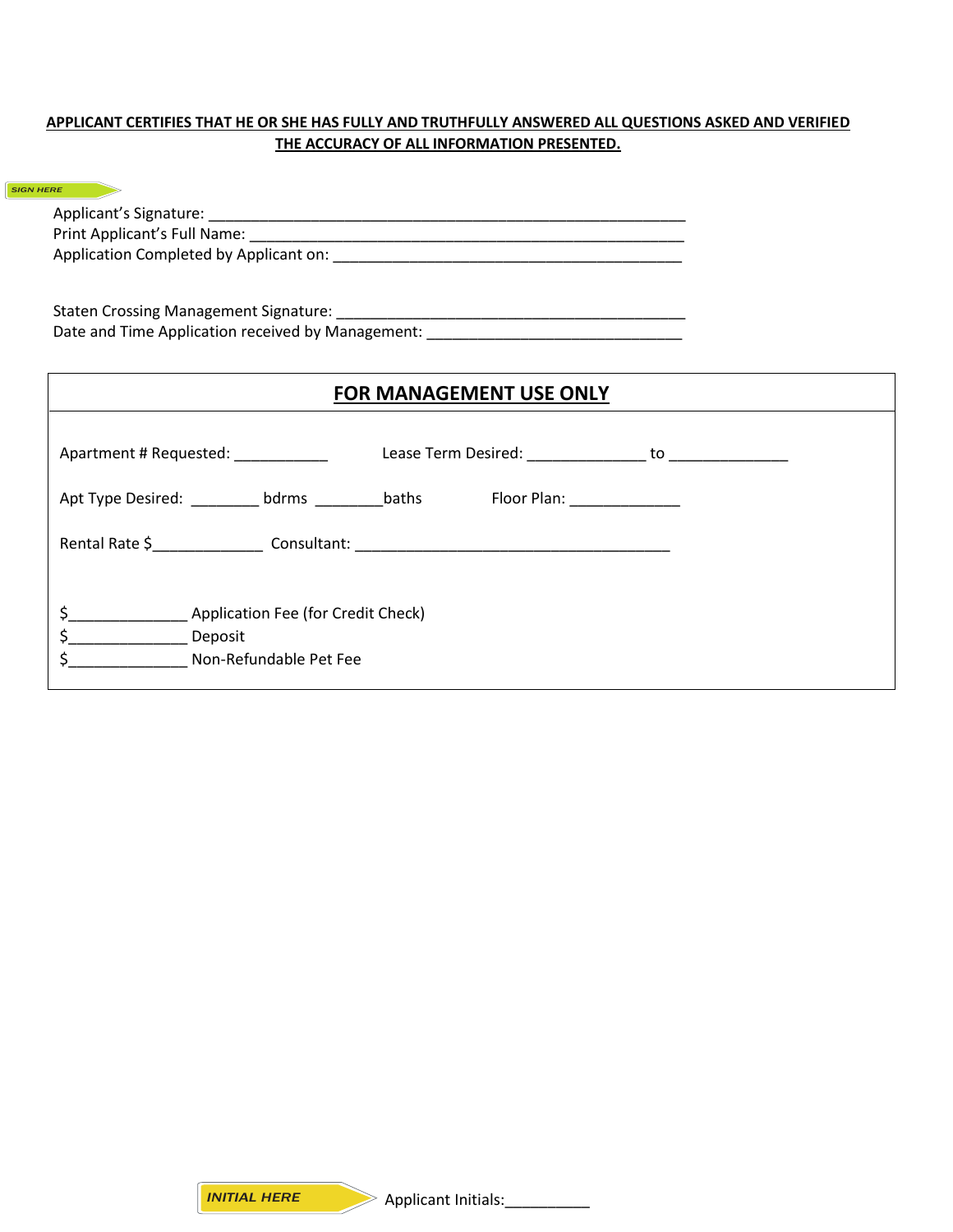**APPLICANT CERTIFIES THAT HE OR SHE HAS FULLY AND TRUTHFULLY ANSWERED ALL QUESTIONS ASKED AND VERIFIED THE ACCURACY OF ALL INFORMATION PRESENTED.**

SIGN HERE

Applicant's Signature: ____________________________________________________________

Print Applicant's Full Name: ________________________________________________________

Application Completed by Applicant on: _____________________________________________

Staten Crossing Management Signature: ______________________________________________

Date and Time Application received by Management: ________________________________

## FOR MANAGEMENT USE ONLY

Apartment # Requested: ___________ Lease Term Desired: ______________ to ______________

Apt Type Desired: ________ bdrms ________baths Floor Plan: _____________

Rental Rate $_____________ Consultant: ______________________________________

$______________ Application Fee (for Credit Check)

$______________ Deposit

$______________ Non-Refundable Pet Fee

INITIAL HERE Applicant Initials:__________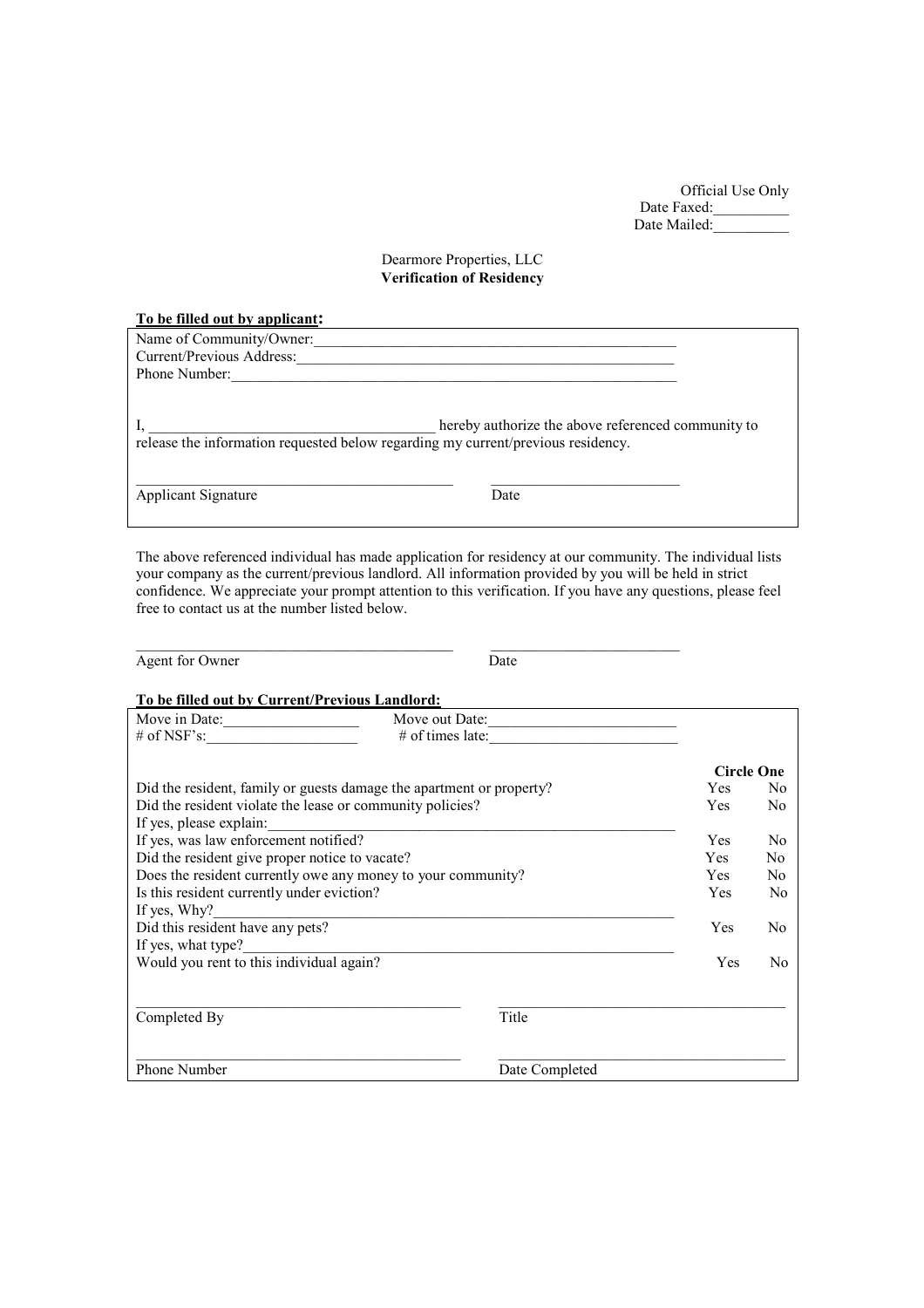Official Use Only
Date Faxed:__________
Date Mailed:__________

Dearmore Properties, LLC
**Verification of Residency**

**To be filled out by applicant:**

Name of Community/Owner:_________________________________________________

Current/Previous Address:__________________________________________________

Phone Number:__________________________________________________________

I, _____________________________________ hereby authorize the above referenced community to release the information requested below regarding my current/previous residency.

___________________________________________ ________________________

Applicant Signature Date

The above referenced individual has made application for residency at our community. The individual lists your company as the current/previous landlord. All information provided by you will be held in strict confidence. We appreciate your prompt attention to this verification. If you have any questions, please feel free to contact us at the number listed below.

___________________________________________ ________________________

Agent for Owner Date

**To be filled out by Current/Previous Landlord:**

Move in Date:_________________ Move out Date:________________________

# of NSF's:___________________ # of times late:________________________

| | Circle One | |
|---|---|---|
| Did the resident, family or guests damage the apartment or property? | Yes | No |
| Did the resident violate the lease or community policies? | Yes | No |
| If yes, please explain:_______________________________________________ | | |
| If yes, was law enforcement notified? | Yes | No |
| Did the resident give proper notice to vacate? | Yes | No |
| Does the resident currently owe any money to your community? | Yes | No |
| Is this resident currently under eviction? | Yes | No |
| If yes, Why?_______________________________________________________ | | |
| Did this resident have any pets? | Yes | No |
| If yes, what type?__________________________________________________ | | |
| Would you rent to this individual again? | Yes | No |

___________________________________________ ______________________________________

Completed By Title

___________________________________________ ______________________________________

Phone Number Date Completed